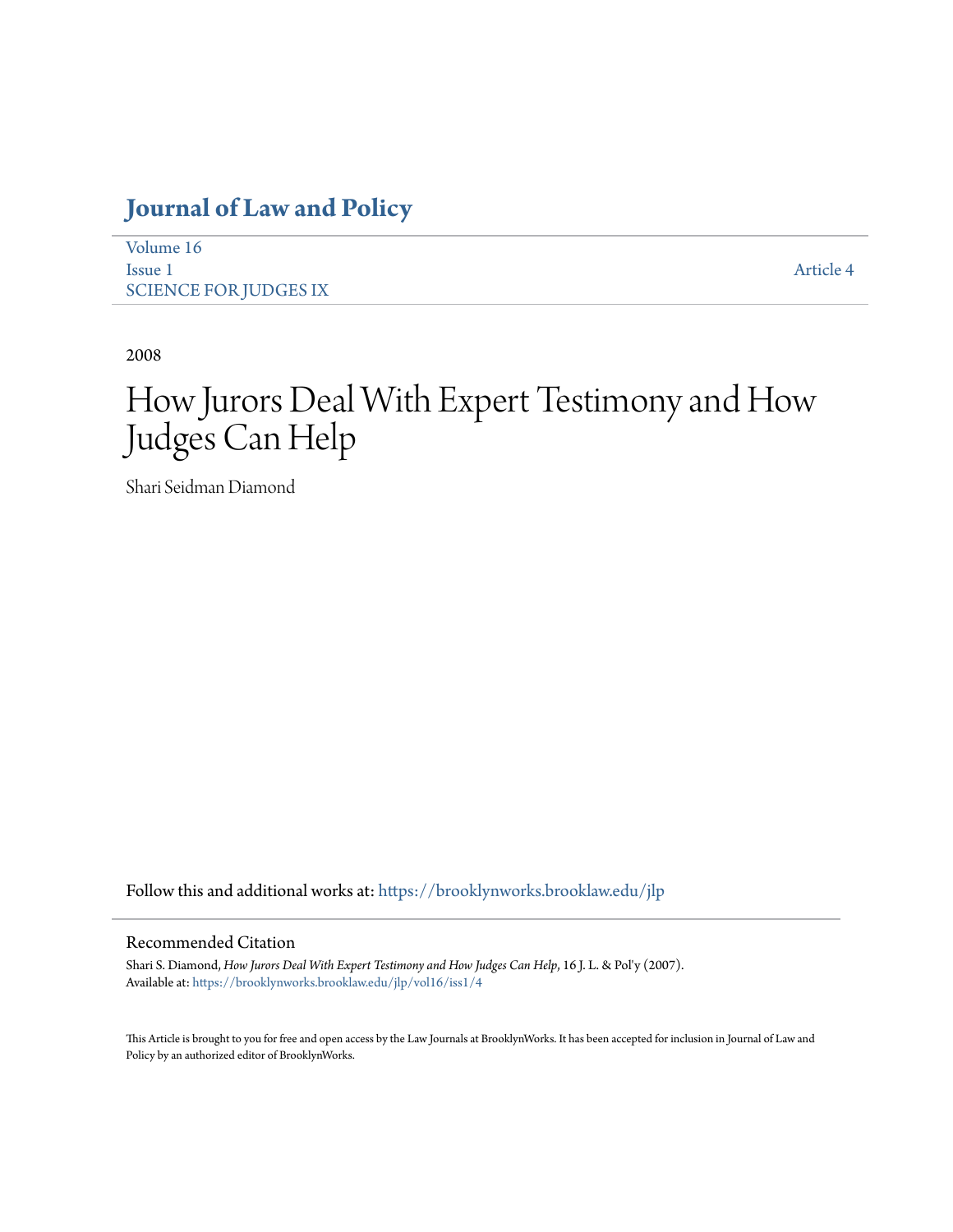# Journal of Law and Policy

Volume 16
Issue 1
SCIENCE FOR JUDGES IX

Article 4

2008

# How Jurors Deal With Expert Testimony and How Judges Can Help

Shari Seidman Diamond

Follow this and additional works at: https://brooklynworks.brooklaw.edu/jlp

## Recommended Citation

Shari S. Diamond, *How Jurors Deal With Expert Testimony and How Judges Can Help*, 16 J. L. & Pol'y (2007).
Available at: https://brooklynworks.brooklaw.edu/jlp/vol16/iss1/4

This Article is brought to you for free and open access by the Law Journals at BrooklynWorks. It has been accepted for inclusion in Journal of Law and Policy by an authorized editor of BrooklynWorks.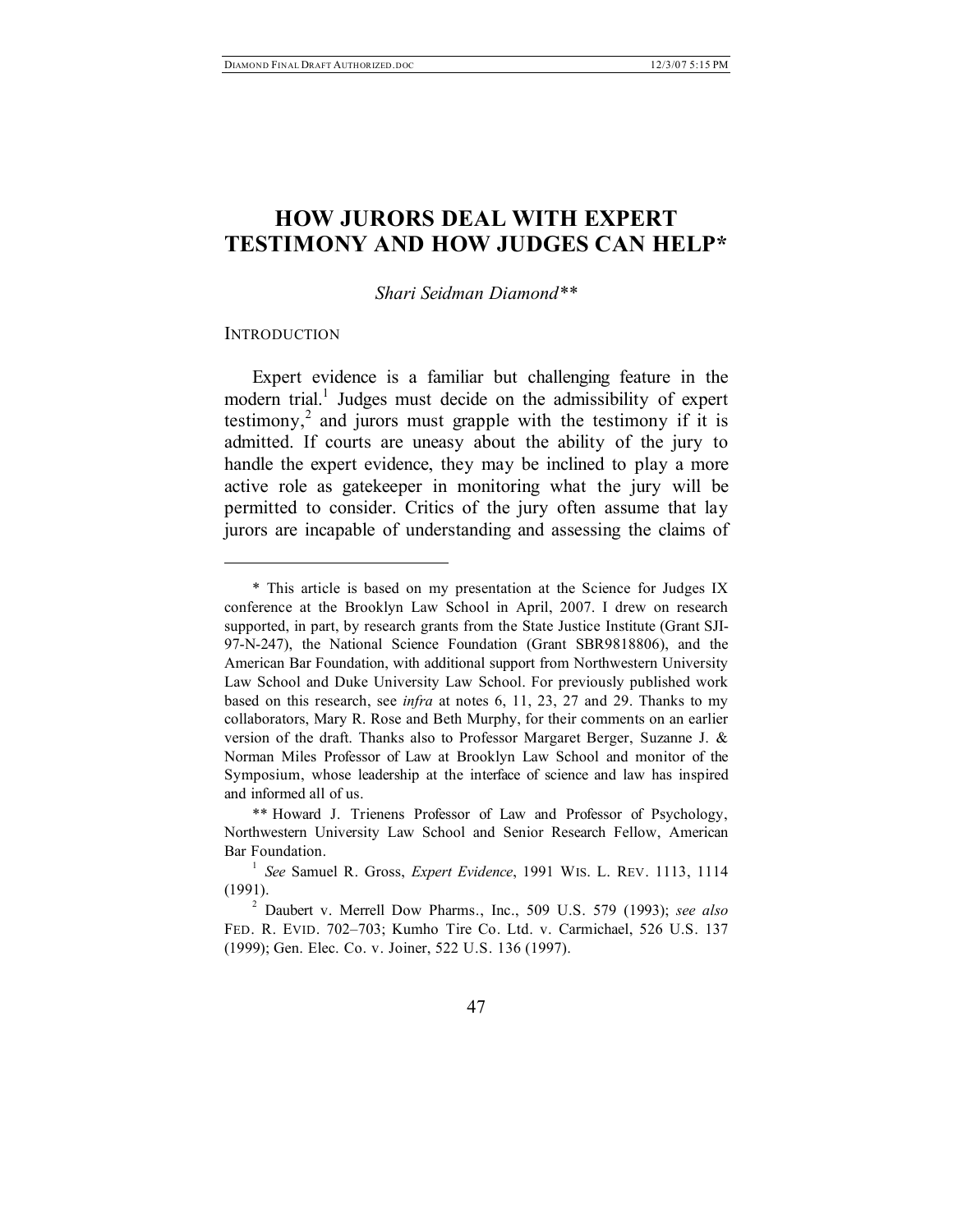# HOW JURORS DEAL WITH EXPERT TESTIMONY AND HOW JUDGES CAN HELP*

*Shari Seidman Diamond***

INTRODUCTION

Expert evidence is a familiar but challenging feature in the modern trial.[1] Judges must decide on the admissibility of expert testimony,[2] and jurors must grapple with the testimony if it is admitted. If courts are uneasy about the ability of the jury to handle the expert evidence, they may be inclined to play a more active role as gatekeeper in monitoring what the jury will be permitted to consider. Critics of the jury often assume that lay jurors are incapable of understanding and assessing the claims of

---

\* This article is based on my presentation at the Science for Judges IX conference at the Brooklyn Law School in April, 2007. I drew on research supported, in part, by research grants from the State Justice Institute (Grant SJI-97-N-247), the National Science Foundation (Grant SBR9818806), and the American Bar Foundation, with additional support from Northwestern University Law School and Duke University Law School. For previously published work based on this research, see *infra* at notes 6, 11, 23, 27 and 29. Thanks to my collaborators, Mary R. Rose and Beth Murphy, for their comments on an earlier version of the draft. Thanks also to Professor Margaret Berger, Suzanne J. & Norman Miles Professor of Law at Brooklyn Law School and monitor of the Symposium, whose leadership at the interface of science and law has inspired and informed all of us.

\*\* Howard J. Trienens Professor of Law and Professor of Psychology, Northwestern University Law School and Senior Research Fellow, American Bar Foundation.

[1] *See* Samuel R. Gross, *Expert Evidence*, 1991 WIS. L. REV. 1113, 1114 (1991).

[2] Daubert v. Merrell Dow Pharms., Inc., 509 U.S. 579 (1993); *see also* FED. R. EVID. 702–703; Kumho Tire Co. Ltd. v. Carmichael, 526 U.S. 137 (1999); Gen. Elec. Co. v. Joiner, 522 U.S. 136 (1997).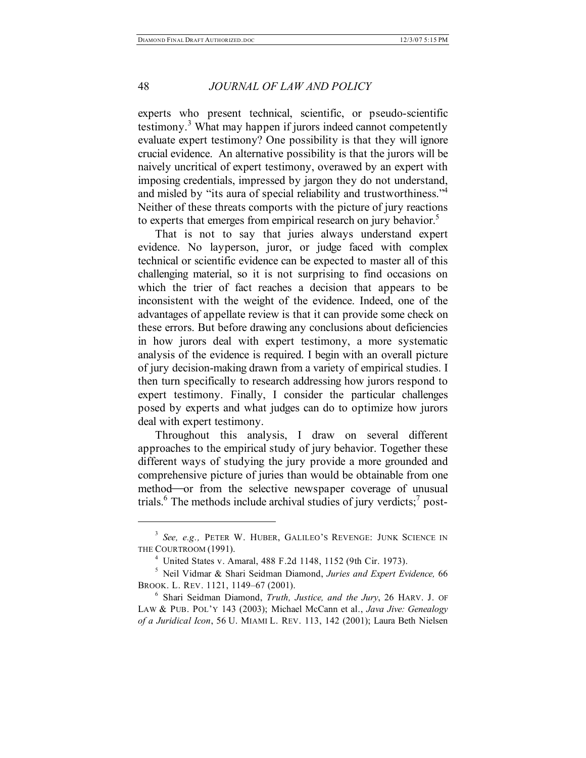experts who present technical, scientific, or pseudo-scientific testimony.[3] What may happen if jurors indeed cannot competently evaluate expert testimony? One possibility is that they will ignore crucial evidence. An alternative possibility is that the jurors will be naively uncritical of expert testimony, overawed by an expert with imposing credentials, impressed by jargon they do not understand, and misled by "its aura of special reliability and trustworthiness."[4] Neither of these threats comports with the picture of jury reactions to experts that emerges from empirical research on jury behavior.[5]

That is not to say that juries always understand expert evidence. No layperson, juror, or judge faced with complex technical or scientific evidence can be expected to master all of this challenging material, so it is not surprising to find occasions on which the trier of fact reaches a decision that appears to be inconsistent with the weight of the evidence. Indeed, one of the advantages of appellate review is that it can provide some check on these errors. But before drawing any conclusions about deficiencies in how jurors deal with expert testimony, a more systematic analysis of the evidence is required. I begin with an overall picture of jury decision-making drawn from a variety of empirical studies. I then turn specifically to research addressing how jurors respond to expert testimony. Finally, I consider the particular challenges posed by experts and what judges can do to optimize how jurors deal with expert testimony.

Throughout this analysis, I draw on several different approaches to the empirical study of jury behavior. Together these different ways of studying the jury provide a more grounded and comprehensive picture of juries than would be obtainable from one method—or from the selective newspaper coverage of unusual trials.[6] The methods include archival studies of jury verdicts;[7] post-

---

[3] *See, e.g.,* PETER W. HUBER, GALILEO'S REVENGE: JUNK SCIENCE IN THE COURTROOM (1991).

[4] United States v. Amaral, 488 F.2d 1148, 1152 (9th Cir. 1973).

[5] Neil Vidmar & Shari Seidman Diamond, *Juries and Expert Evidence,* 66 BROOK. L. REV. 1121, 1149–67 (2001).

[6] Shari Seidman Diamond, *Truth, Justice, and the Jury*, 26 HARV. J. OF LAW & PUB. POL'Y 143 (2003); Michael McCann et al., *Java Jive: Genealogy of a Juridical Icon*, 56 U. MIAMI L. REV. 113, 142 (2001); Laura Beth Nielsen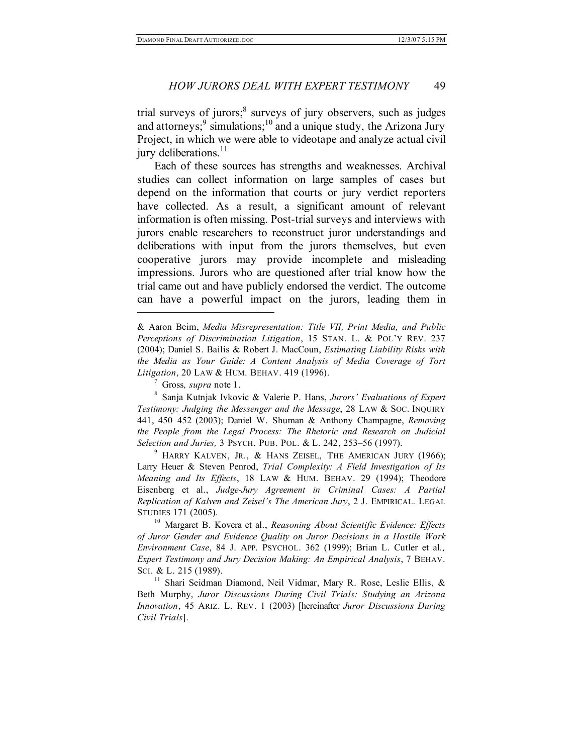trial surveys of jurors;[8] surveys of jury observers, such as judges and attorneys;[9] simulations;[10] and a unique study, the Arizona Jury Project, in which we were able to videotape and analyze actual civil jury deliberations.[11]

Each of these sources has strengths and weaknesses. Archival studies can collect information on large samples of cases but depend on the information that courts or jury verdict reporters have collected. As a result, a significant amount of relevant information is often missing. Post-trial surveys and interviews with jurors enable researchers to reconstruct juror understandings and deliberations with input from the jurors themselves, but even cooperative jurors may provide incomplete and misleading impressions. Jurors who are questioned after trial know how the trial came out and have publicly endorsed the verdict. The outcome can have a powerful impact on the jurors, leading them in

---

& Aaron Beim, *Media Misrepresentation: Title VII, Print Media, and Public Perceptions of Discrimination Litigation*, 15 STAN. L. & POL'Y REV. 237 (2004); Daniel S. Bailis & Robert J. MacCoun, *Estimating Liability Risks with the Media as Your Guide: A Content Analysis of Media Coverage of Tort Litigation*, 20 LAW & HUM. BEHAV. 419 (1996).

[7] Gross*, supra* note 1.

[8] Sanja Kutnjak Ivkovic & Valerie P. Hans, *Jurors' Evaluations of Expert Testimony: Judging the Messenger and the Message*, 28 LAW & SOC. INQUIRY 441, 450–452 (2003); Daniel W. Shuman & Anthony Champagne, *Removing the People from the Legal Process: The Rhetoric and Research on Judicial Selection and Juries,* 3 PSYCH. PUB. POL. & L. 242, 253–56 (1997).

[9] HARRY KALVEN, JR., & HANS ZEISEL, THE AMERICAN JURY (1966); Larry Heuer & Steven Penrod, *Trial Complexity: A Field Investigation of Its Meaning and Its Effects*, 18 LAW & HUM. BEHAV. 29 (1994); Theodore Eisenberg et al., *Judge-Jury Agreement in Criminal Cases: A Partial Replication of Kalven and Zeisel's The American Jury*, 2 J. EMPIRICAL. LEGAL STUDIES 171 (2005).

[10] Margaret B. Kovera et al., *Reasoning About Scientific Evidence: Effects of Juror Gender and Evidence Quality on Juror Decisions in a Hostile Work Environment Case*, 84 J. APP. PSYCHOL. 362 (1999); Brian L. Cutler et al*., Expert Testimony and Jury Decision Making: An Empirical Analysis*, 7 BEHAV. SCI. & L. 215 (1989).

[11] Shari Seidman Diamond, Neil Vidmar, Mary R. Rose, Leslie Ellis, & Beth Murphy, *Juror Discussions During Civil Trials: Studying an Arizona Innovation*, 45 ARIZ. L. REV. 1 (2003) [hereinafter *Juror Discussions During Civil Trials*].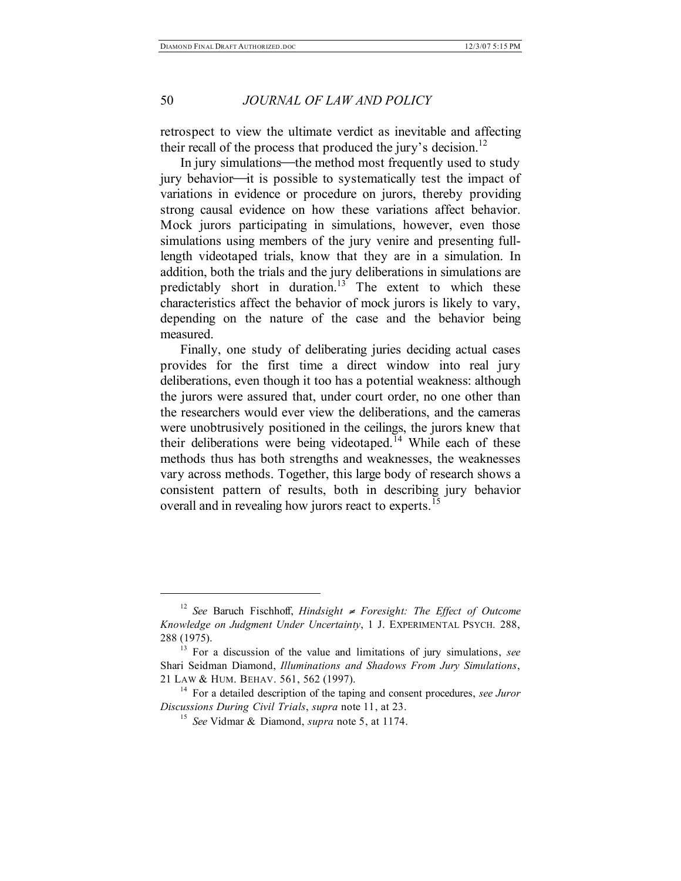retrospect to view the ultimate verdict as inevitable and affecting their recall of the process that produced the jury's decision.[12]

In jury simulations—the method most frequently used to study jury behavior—it is possible to systematically test the impact of variations in evidence or procedure on jurors, thereby providing strong causal evidence on how these variations affect behavior. Mock jurors participating in simulations, however, even those simulations using members of the jury venire and presenting full-length videotaped trials, know that they are in a simulation. In addition, both the trials and the jury deliberations in simulations are predictably short in duration.[13] The extent to which these characteristics affect the behavior of mock jurors is likely to vary, depending on the nature of the case and the behavior being measured.

Finally, one study of deliberating juries deciding actual cases provides for the first time a direct window into real jury deliberations, even though it too has a potential weakness: although the jurors were assured that, under court order, no one other than the researchers would ever view the deliberations, and the cameras were unobtrusively positioned in the ceilings, the jurors knew that their deliberations were being videotaped.[14] While each of these methods thus has both strengths and weaknesses, the weaknesses vary across methods. Together, this large body of research shows a consistent pattern of results, both in describing jury behavior overall and in revealing how jurors react to experts.[15]

---

[12] *See* Baruch Fischhoff, *Hindsight ≠ Foresight: The Effect of Outcome Knowledge on Judgment Under Uncertainty*, 1 J. EXPERIMENTAL PSYCH. 288, 288 (1975).

[13] For a discussion of the value and limitations of jury simulations, *see* Shari Seidman Diamond, *Illuminations and Shadows From Jury Simulations*, 21 LAW & HUM. BEHAV. 561, 562 (1997).

[14] For a detailed description of the taping and consent procedures, *see Juror Discussions During Civil Trials*, *supra* note 11, at 23.

[15] *See* Vidmar & Diamond, *supra* note 5, at 1174.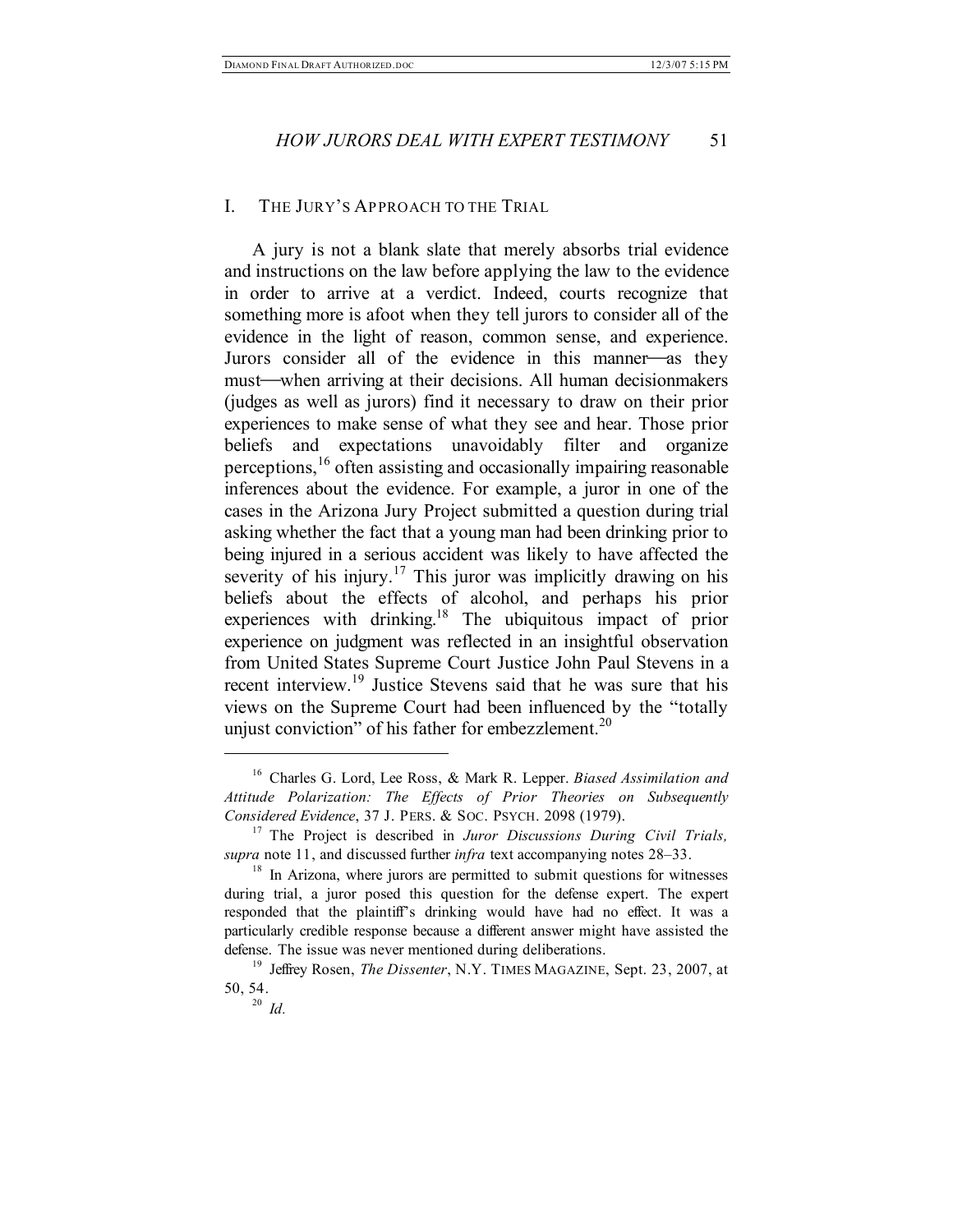## I. THE JURY'S APPROACH TO THE TRIAL

A jury is not a blank slate that merely absorbs trial evidence and instructions on the law before applying the law to the evidence in order to arrive at a verdict. Indeed, courts recognize that something more is afoot when they tell jurors to consider all of the evidence in the light of reason, common sense, and experience. Jurors consider all of the evidence in this manner—as they must—when arriving at their decisions. All human decisionmakers (judges as well as jurors) find it necessary to draw on their prior experiences to make sense of what they see and hear. Those prior beliefs and expectations unavoidably filter and organize perceptions,[16] often assisting and occasionally impairing reasonable inferences about the evidence. For example, a juror in one of the cases in the Arizona Jury Project submitted a question during trial asking whether the fact that a young man had been drinking prior to being injured in a serious accident was likely to have affected the severity of his injury.[17] This juror was implicitly drawing on his beliefs about the effects of alcohol, and perhaps his prior experiences with drinking.[18] The ubiquitous impact of prior experience on judgment was reflected in an insightful observation from United States Supreme Court Justice John Paul Stevens in a recent interview.[19] Justice Stevens said that he was sure that his views on the Supreme Court had been influenced by the "totally unjust conviction" of his father for embezzlement.[20]

---

[16] Charles G. Lord, Lee Ross, & Mark R. Lepper. *Biased Assimilation and Attitude Polarization: The Effects of Prior Theories on Subsequently Considered Evidence*, 37 J. PERS. & SOC. PSYCH. 2098 (1979).

[17] The Project is described in *Juror Discussions During Civil Trials, supra* note 11, and discussed further *infra* text accompanying notes 28–33.

[18] In Arizona, where jurors are permitted to submit questions for witnesses during trial, a juror posed this question for the defense expert. The expert responded that the plaintiff's drinking would have had no effect. It was a particularly credible response because a different answer might have assisted the defense. The issue was never mentioned during deliberations.

[19] Jeffrey Rosen, *The Dissenter*, N.Y. TIMES MAGAZINE, Sept. 23, 2007, at 50, 54.

[20] *Id.*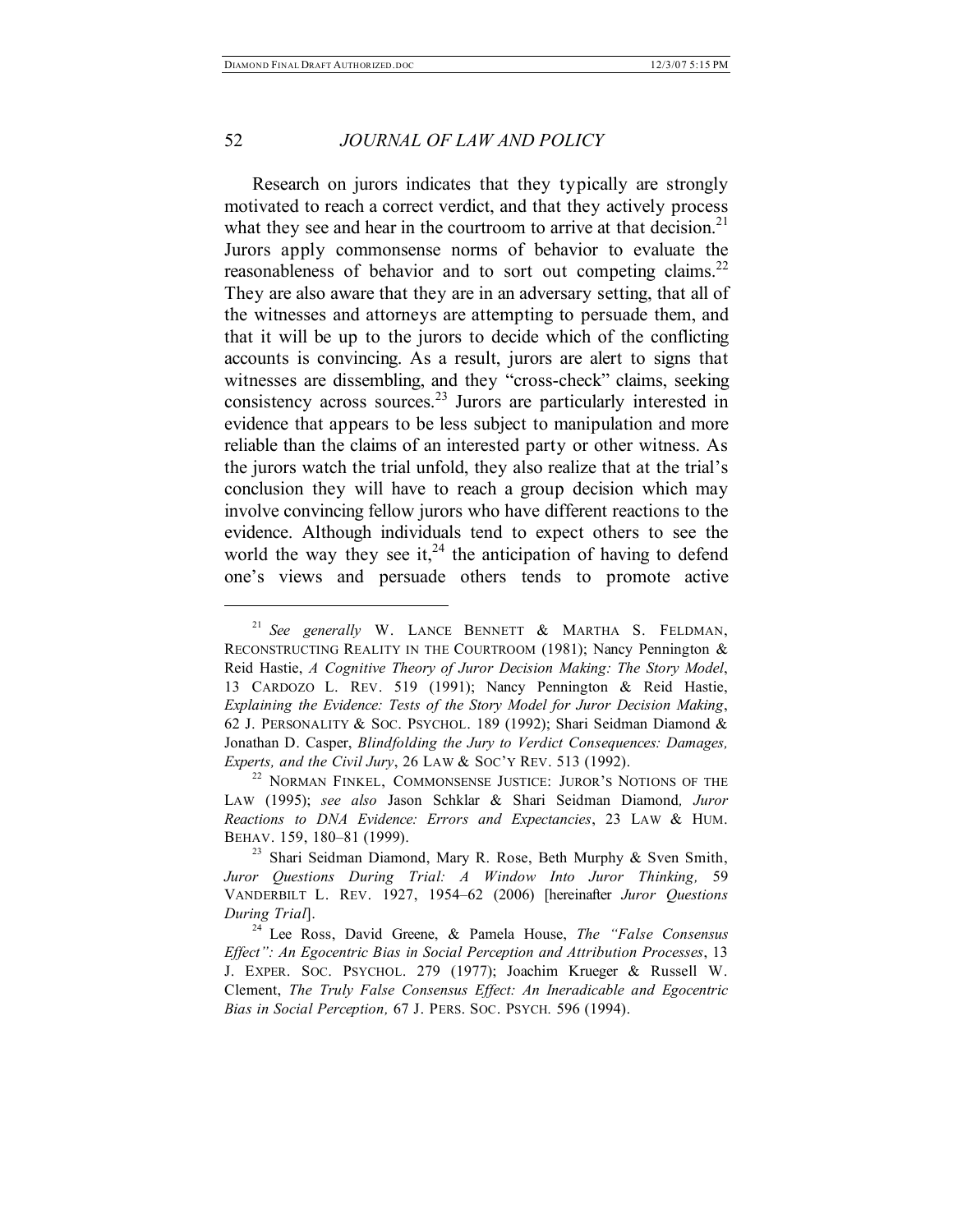Research on jurors indicates that they typically are strongly motivated to reach a correct verdict, and that they actively process what they see and hear in the courtroom to arrive at that decision.[21] Jurors apply commonsense norms of behavior to evaluate the reasonableness of behavior and to sort out competing claims.[22] They are also aware that they are in an adversary setting, that all of the witnesses and attorneys are attempting to persuade them, and that it will be up to the jurors to decide which of the conflicting accounts is convincing. As a result, jurors are alert to signs that witnesses are dissembling, and they "cross-check" claims, seeking consistency across sources.[23] Jurors are particularly interested in evidence that appears to be less subject to manipulation and more reliable than the claims of an interested party or other witness. As the jurors watch the trial unfold, they also realize that at the trial's conclusion they will have to reach a group decision which may involve convincing fellow jurors who have different reactions to the evidence. Although individuals tend to expect others to see the world the way they see it,[24] the anticipation of having to defend one's views and persuade others tends to promote active

---

[21] *See generally* W. LANCE BENNETT & MARTHA S. FELDMAN, RECONSTRUCTING REALITY IN THE COURTROOM (1981); Nancy Pennington & Reid Hastie, *A Cognitive Theory of Juror Decision Making: The Story Model*, 13 CARDOZO L. REV. 519 (1991); Nancy Pennington & Reid Hastie, *Explaining the Evidence: Tests of the Story Model for Juror Decision Making*, 62 J. PERSONALITY & SOC. PSYCHOL. 189 (1992); Shari Seidman Diamond & Jonathan D. Casper, *Blindfolding the Jury to Verdict Consequences: Damages, Experts, and the Civil Jury*, 26 LAW & SOC'Y REV. 513 (1992).

[22] NORMAN FINKEL, COMMONSENSE JUSTICE: JUROR'S NOTIONS OF THE LAW (1995); *see also* Jason Schklar & Shari Seidman Diamond, *Juror Reactions to DNA Evidence: Errors and Expectancies*, 23 LAW & HUM. BEHAV. 159, 180–81 (1999).

[23] Shari Seidman Diamond, Mary R. Rose, Beth Murphy & Sven Smith, *Juror Questions During Trial: A Window Into Juror Thinking,* 59 VANDERBILT L. REV. 1927, 1954–62 (2006) [hereinafter *Juror Questions During Trial*].

[24] Lee Ross, David Greene, & Pamela House, *The "False Consensus Effect": An Egocentric Bias in Social Perception and Attribution Processes*, 13 J. EXPER. SOC. PSYCHOL. 279 (1977); Joachim Krueger & Russell W. Clement, *The Truly False Consensus Effect: An Ineradicable and Egocentric Bias in Social Perception,* 67 J. PERS. SOC. PSYCH. 596 (1994).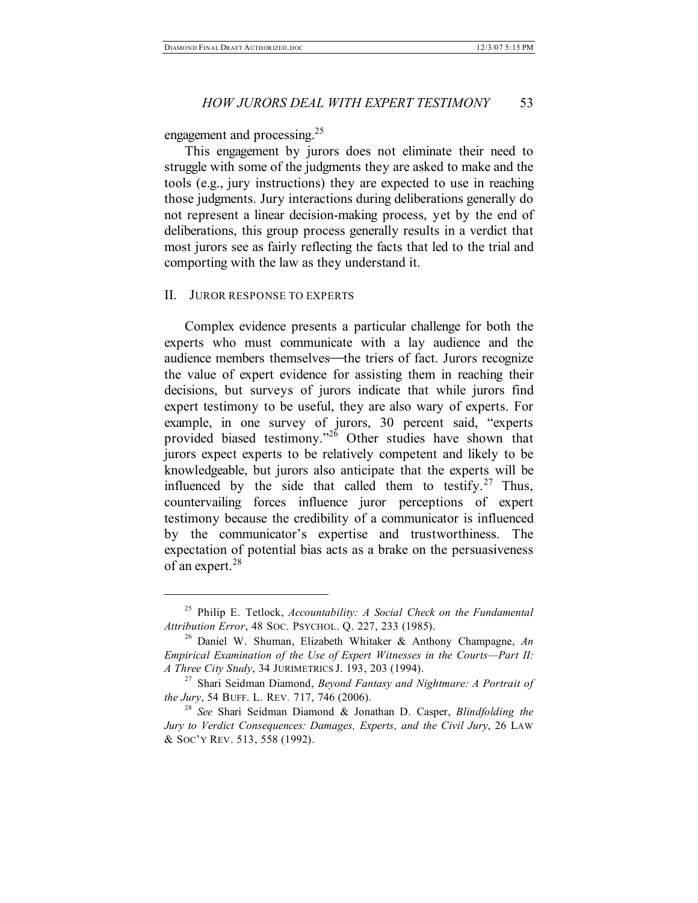engagement and processing.[25]

This engagement by jurors does not eliminate their need to struggle with some of the judgments they are asked to make and the tools (e.g., jury instructions) they are expected to use in reaching those judgments. Jury interactions during deliberations generally do not represent a linear decision-making process, yet by the end of deliberations, this group process generally results in a verdict that most jurors see as fairly reflecting the facts that led to the trial and comporting with the law as they understand it.

## II. JUROR RESPONSE TO EXPERTS

Complex evidence presents a particular challenge for both the experts who must communicate with a lay audience and the audience members themselves—the triers of fact. Jurors recognize the value of expert evidence for assisting them in reaching their decisions, but surveys of jurors indicate that while jurors find expert testimony to be useful, they are also wary of experts. For example, in one survey of jurors, 30 percent said, "experts provided biased testimony."[26] Other studies have shown that jurors expect experts to be relatively competent and likely to be knowledgeable, but jurors also anticipate that the experts will be influenced by the side that called them to testify.[27] Thus, countervailing forces influence juror perceptions of expert testimony because the credibility of a communicator is influenced by the communicator's expertise and trustworthiness. The expectation of potential bias acts as a brake on the persuasiveness of an expert.[28]

---

[25] Philip E. Tetlock, *Accountability: A Social Check on the Fundamental Attribution Error*, 48 SOC. PSYCHOL. Q. 227, 233 (1985).

[26] Daniel W. Shuman, Elizabeth Whitaker & Anthony Champagne, *An Empirical Examination of the Use of Expert Witnesses in the Courts—Part II: A Three City Study*, 34 JURIMETRICS J. 193, 203 (1994).

[27] Shari Seidman Diamond, *Beyond Fantasy and Nightmare: A Portrait of the Jury*, 54 BUFF. L. REV. 717, 746 (2006).

[28] *See* Shari Seidman Diamond & Jonathan D. Casper, *Blindfolding the Jury to Verdict Consequences: Damages, Experts, and the Civil Jury*, 26 LAW & SOC'Y REV. 513, 558 (1992).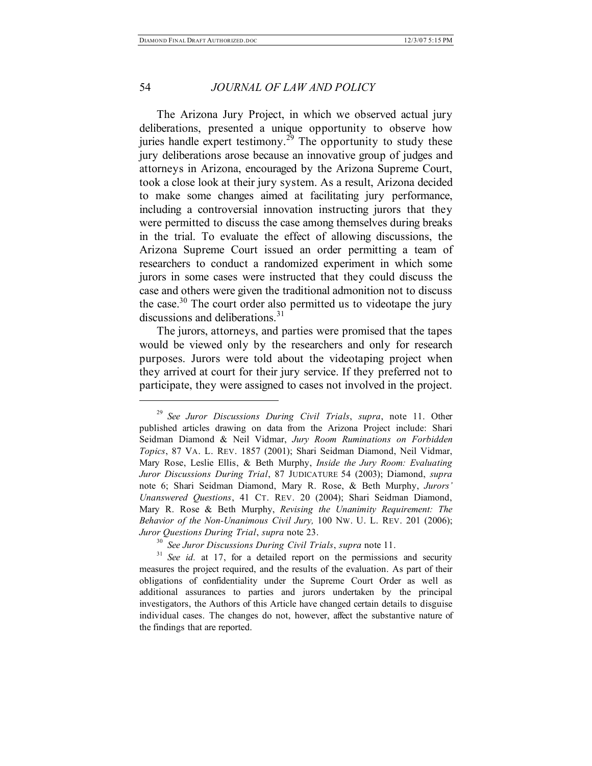The Arizona Jury Project, in which we observed actual jury deliberations, presented a unique opportunity to observe how juries handle expert testimony.[29] The opportunity to study these jury deliberations arose because an innovative group of judges and attorneys in Arizona, encouraged by the Arizona Supreme Court, took a close look at their jury system. As a result, Arizona decided to make some changes aimed at facilitating jury performance, including a controversial innovation instructing jurors that they were permitted to discuss the case among themselves during breaks in the trial. To evaluate the effect of allowing discussions, the Arizona Supreme Court issued an order permitting a team of researchers to conduct a randomized experiment in which some jurors in some cases were instructed that they could discuss the case and others were given the traditional admonition not to discuss the case.[30] The court order also permitted us to videotape the jury discussions and deliberations.[31]

The jurors, attorneys, and parties were promised that the tapes would be viewed only by the researchers and only for research purposes. Jurors were told about the videotaping project when they arrived at court for their jury service. If they preferred not to participate, they were assigned to cases not involved in the project.

---

[29] *See Juror Discussions During Civil Trials*, *supra*, note 11. Other published articles drawing on data from the Arizona Project include: Shari Seidman Diamond & Neil Vidmar, *Jury Room Ruminations on Forbidden Topics*, 87 VA. L. REV. 1857 (2001); Shari Seidman Diamond, Neil Vidmar, Mary Rose, Leslie Ellis, & Beth Murphy, *Inside the Jury Room: Evaluating Juror Discussions During Trial*, 87 JUDICATURE 54 (2003); Diamond, *supra* note 6; Shari Seidman Diamond, Mary R. Rose, & Beth Murphy, *Jurors' Unanswered Questions*, 41 CT. REV. 20 (2004); Shari Seidman Diamond, Mary R. Rose & Beth Murphy, *Revising the Unanimity Requirement: The Behavior of the Non-Unanimous Civil Jury,* 100 NW. U. L. REV. 201 (2006); *Juror Questions During Trial*, *supra* note 23.

[30] *See Juror Discussions During Civil Trials*, *supra* note 11.

[31] *See id.* at 17, for a detailed report on the permissions and security measures the project required, and the results of the evaluation. As part of their obligations of confidentiality under the Supreme Court Order as well as additional assurances to parties and jurors undertaken by the principal investigators, the Authors of this Article have changed certain details to disguise individual cases. The changes do not, however, affect the substantive nature of the findings that are reported.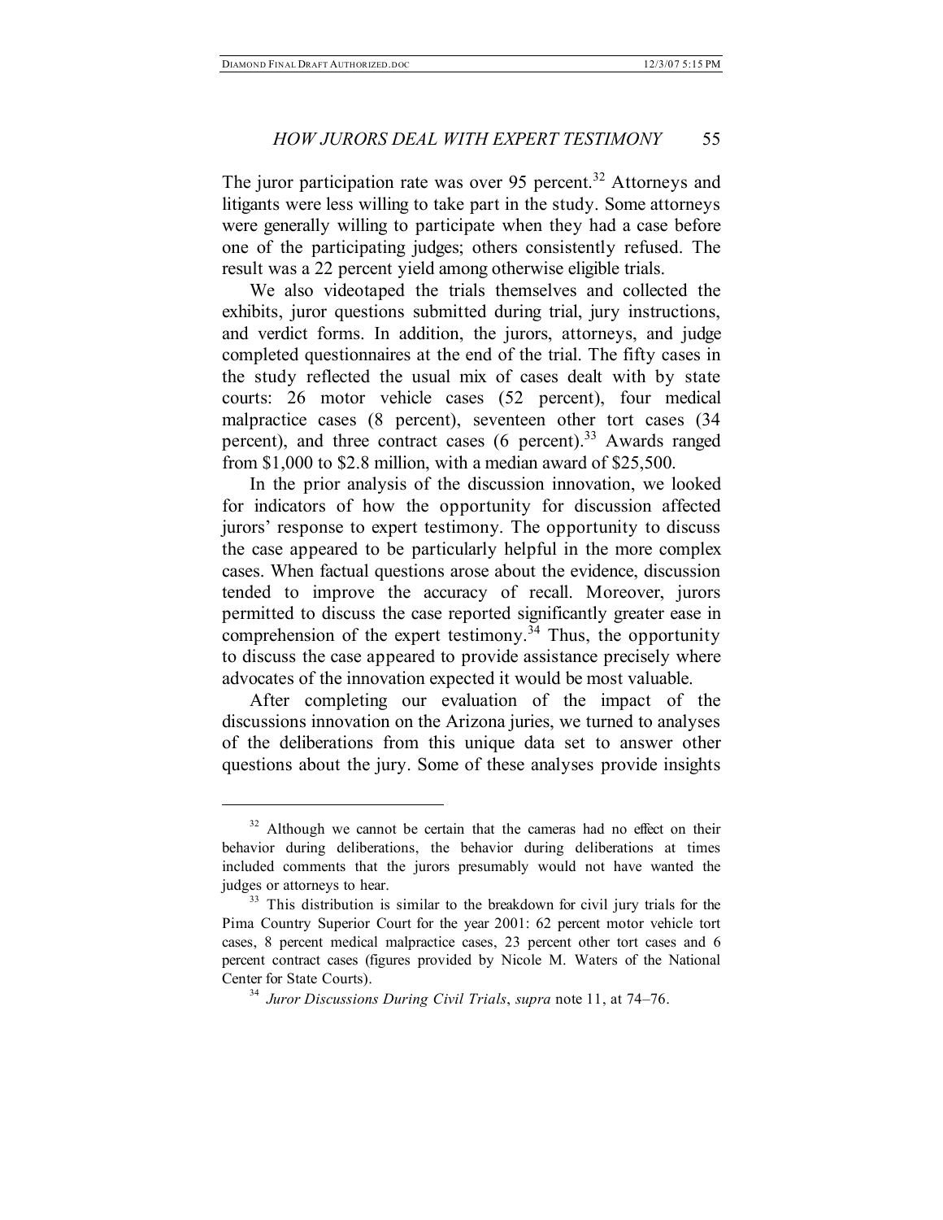The juror participation rate was over 95 percent.[32] Attorneys and litigants were less willing to take part in the study. Some attorneys were generally willing to participate when they had a case before one of the participating judges; others consistently refused. The result was a 22 percent yield among otherwise eligible trials.

We also videotaped the trials themselves and collected the exhibits, juror questions submitted during trial, jury instructions, and verdict forms. In addition, the jurors, attorneys, and judge completed questionnaires at the end of the trial. The fifty cases in the study reflected the usual mix of cases dealt with by state courts: 26 motor vehicle cases (52 percent), four medical malpractice cases (8 percent), seventeen other tort cases (34 percent), and three contract cases (6 percent).[33] Awards ranged from $1,000 to $2.8 million, with a median award of $25,500.

In the prior analysis of the discussion innovation, we looked for indicators of how the opportunity for discussion affected jurors' response to expert testimony. The opportunity to discuss the case appeared to be particularly helpful in the more complex cases. When factual questions arose about the evidence, discussion tended to improve the accuracy of recall. Moreover, jurors permitted to discuss the case reported significantly greater ease in comprehension of the expert testimony.[34] Thus, the opportunity to discuss the case appeared to provide assistance precisely where advocates of the innovation expected it would be most valuable.

After completing our evaluation of the impact of the discussions innovation on the Arizona juries, we turned to analyses of the deliberations from this unique data set to answer other questions about the jury. Some of these analyses provide insights

---

[32] Although we cannot be certain that the cameras had no effect on their behavior during deliberations, the behavior during deliberations at times included comments that the jurors presumably would not have wanted the judges or attorneys to hear.

[33] This distribution is similar to the breakdown for civil jury trials for the Pima Country Superior Court for the year 2001: 62 percent motor vehicle tort cases, 8 percent medical malpractice cases, 23 percent other tort cases and 6 percent contract cases (figures provided by Nicole M. Waters of the National Center for State Courts).

[34] *Juror Discussions During Civil Trials*, *supra* note 11, at 74–76.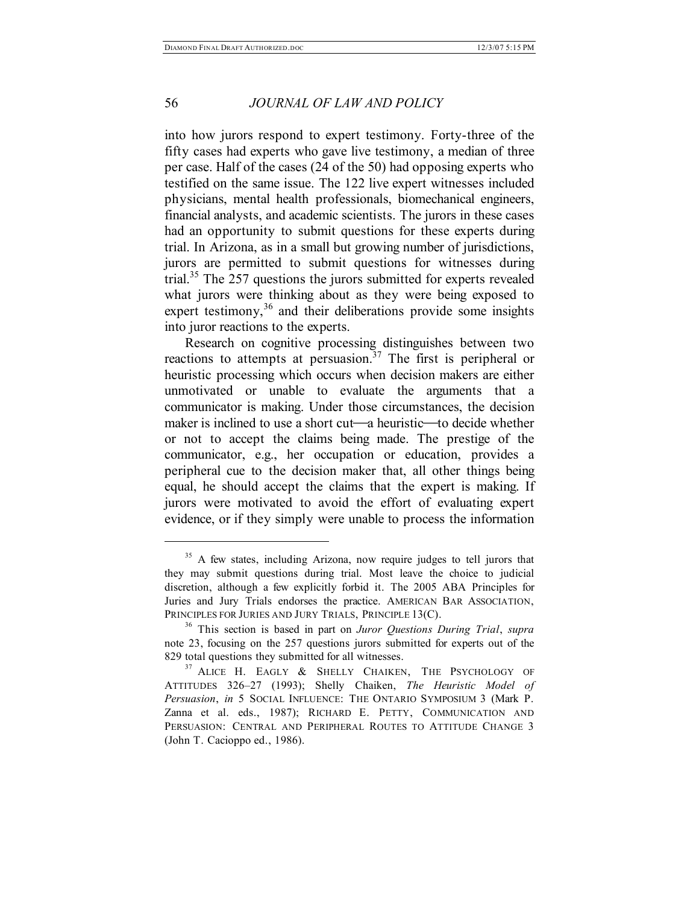into how jurors respond to expert testimony. Forty-three of the fifty cases had experts who gave live testimony, a median of three per case. Half of the cases (24 of the 50) had opposing experts who testified on the same issue. The 122 live expert witnesses included physicians, mental health professionals, biomechanical engineers, financial analysts, and academic scientists. The jurors in these cases had an opportunity to submit questions for these experts during trial. In Arizona, as in a small but growing number of jurisdictions, jurors are permitted to submit questions for witnesses during trial.[35] The 257 questions the jurors submitted for experts revealed what jurors were thinking about as they were being exposed to expert testimony,[36] and their deliberations provide some insights into juror reactions to the experts.

Research on cognitive processing distinguishes between two reactions to attempts at persuasion.[37] The first is peripheral or heuristic processing which occurs when decision makers are either unmotivated or unable to evaluate the arguments that a communicator is making. Under those circumstances, the decision maker is inclined to use a short cut—a heuristic—to decide whether or not to accept the claims being made. The prestige of the communicator, e.g., her occupation or education, provides a peripheral cue to the decision maker that, all other things being equal, he should accept the claims that the expert is making. If jurors were motivated to avoid the effort of evaluating expert evidence, or if they simply were unable to process the information

---

[35] A few states, including Arizona, now require judges to tell jurors that they may submit questions during trial. Most leave the choice to judicial discretion, although a few explicitly forbid it. The 2005 ABA Principles for Juries and Jury Trials endorses the practice. AMERICAN BAR ASSOCIATION, PRINCIPLES FOR JURIES AND JURY TRIALS, PRINCIPLE 13(C).

[36] This section is based in part on *Juror Questions During Trial*, *supra* note 23, focusing on the 257 questions jurors submitted for experts out of the 829 total questions they submitted for all witnesses.

[37] ALICE H. EAGLY & SHELLY CHAIKEN, THE PSYCHOLOGY OF ATTITUDES 326–27 (1993); Shelly Chaiken, *The Heuristic Model of Persuasion*, *in* 5 SOCIAL INFLUENCE: THE ONTARIO SYMPOSIUM 3 (Mark P. Zanna et al. eds., 1987); RICHARD E. PETTY, COMMUNICATION AND PERSUASION: CENTRAL AND PERIPHERAL ROUTES TO ATTITUDE CHANGE 3 (John T. Cacioppo ed., 1986).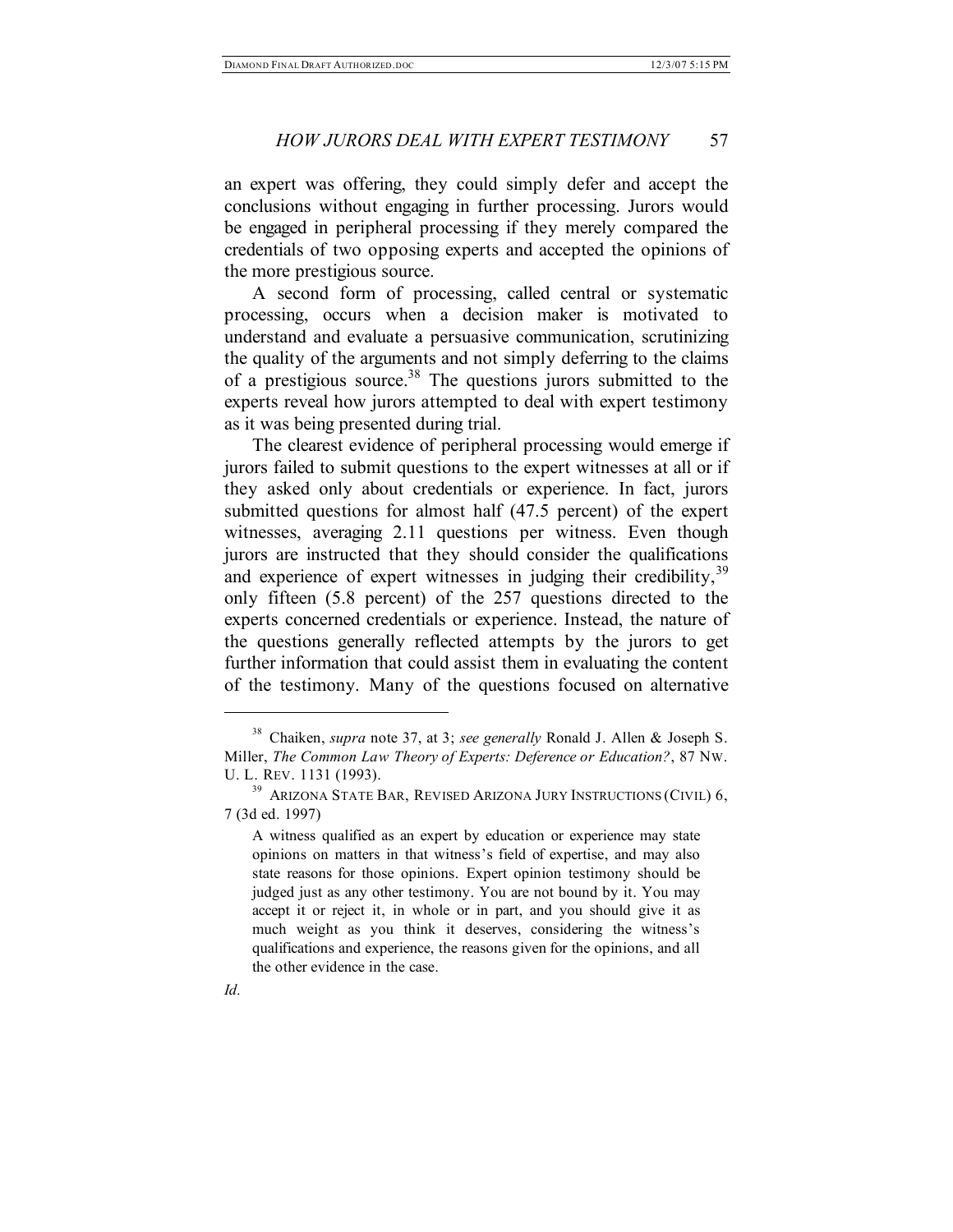an expert was offering, they could simply defer and accept the conclusions without engaging in further processing. Jurors would be engaged in peripheral processing if they merely compared the credentials of two opposing experts and accepted the opinions of the more prestigious source.

A second form of processing, called central or systematic processing, occurs when a decision maker is motivated to understand and evaluate a persuasive communication, scrutinizing the quality of the arguments and not simply deferring to the claims of a prestigious source.[38] The questions jurors submitted to the experts reveal how jurors attempted to deal with expert testimony as it was being presented during trial.

The clearest evidence of peripheral processing would emerge if jurors failed to submit questions to the expert witnesses at all or if they asked only about credentials or experience. In fact, jurors submitted questions for almost half (47.5 percent) of the expert witnesses, averaging 2.11 questions per witness. Even though jurors are instructed that they should consider the qualifications and experience of expert witnesses in judging their credibility,[39] only fifteen (5.8 percent) of the 257 questions directed to the experts concerned credentials or experience. Instead, the nature of the questions generally reflected attempts by the jurors to get further information that could assist them in evaluating the content of the testimony. Many of the questions focused on alternative

---

[38] Chaiken, *supra* note 37, at 3; *see generally* Ronald J. Allen & Joseph S. Miller, *The Common Law Theory of Experts: Deference or Education?*, 87 NW. U. L. REV. 1131 (1993).

[39] ARIZONA STATE BAR, REVISED ARIZONA JURY INSTRUCTIONS (CIVIL) 6, 7 (3d ed. 1997)

> A witness qualified as an expert by education or experience may state opinions on matters in that witness's field of expertise, and may also state reasons for those opinions. Expert opinion testimony should be judged just as any other testimony. You are not bound by it. You may accept it or reject it, in whole or in part, and you should give it as much weight as you think it deserves, considering the witness's qualifications and experience, the reasons given for the opinions, and all the other evidence in the case.

*Id.*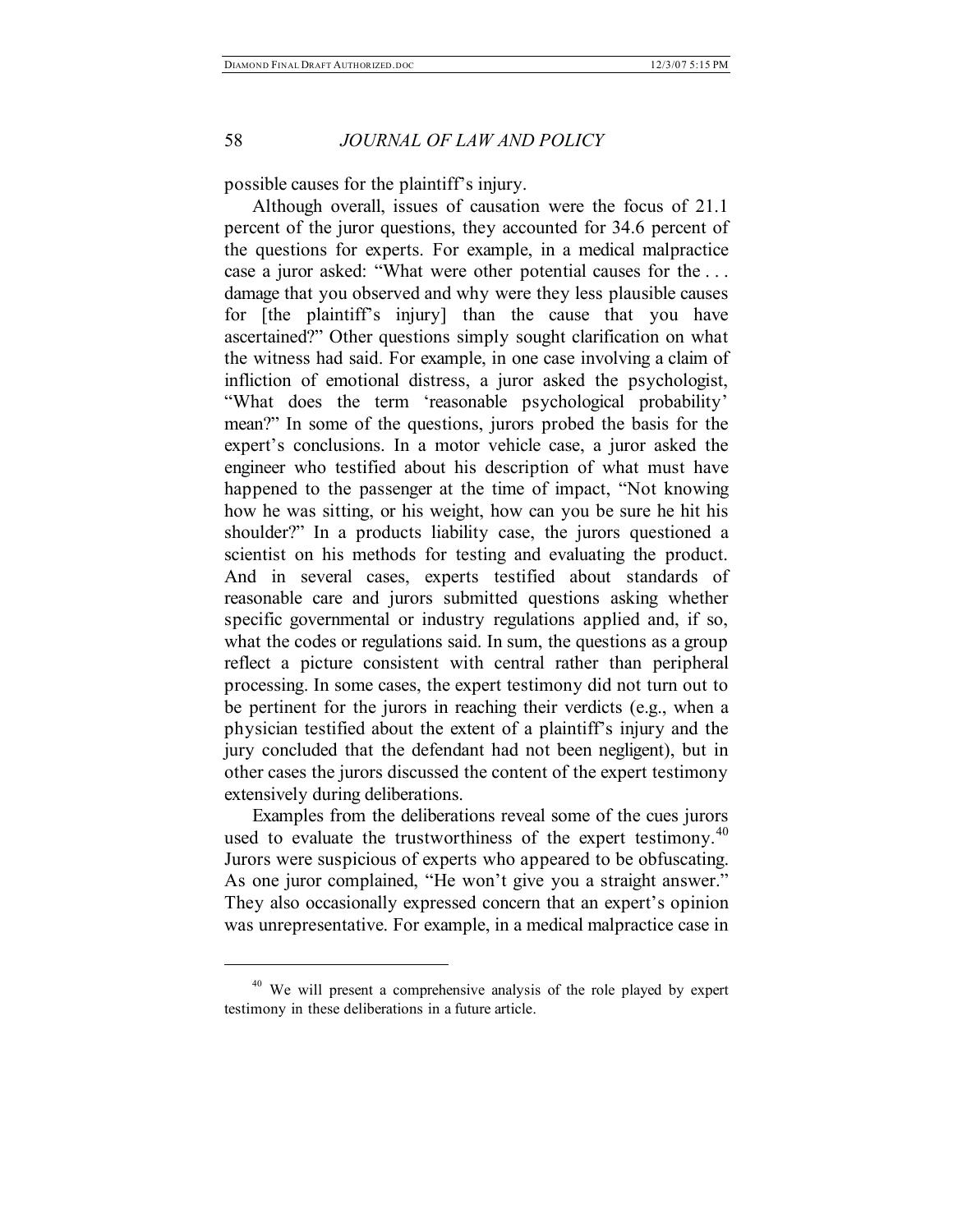possible causes for the plaintiff's injury.

Although overall, issues of causation were the focus of 21.1 percent of the juror questions, they accounted for 34.6 percent of the questions for experts. For example, in a medical malpractice case a juror asked: "What were other potential causes for the . . . damage that you observed and why were they less plausible causes for [the plaintiff's injury] than the cause that you have ascertained?" Other questions simply sought clarification on what the witness had said. For example, in one case involving a claim of infliction of emotional distress, a juror asked the psychologist, "What does the term 'reasonable psychological probability' mean?" In some of the questions, jurors probed the basis for the expert's conclusions. In a motor vehicle case, a juror asked the engineer who testified about his description of what must have happened to the passenger at the time of impact, "Not knowing how he was sitting, or his weight, how can you be sure he hit his shoulder?" In a products liability case, the jurors questioned a scientist on his methods for testing and evaluating the product. And in several cases, experts testified about standards of reasonable care and jurors submitted questions asking whether specific governmental or industry regulations applied and, if so, what the codes or regulations said. In sum, the questions as a group reflect a picture consistent with central rather than peripheral processing. In some cases, the expert testimony did not turn out to be pertinent for the jurors in reaching their verdicts (e.g., when a physician testified about the extent of a plaintiff's injury and the jury concluded that the defendant had not been negligent), but in other cases the jurors discussed the content of the expert testimony extensively during deliberations.

Examples from the deliberations reveal some of the cues jurors used to evaluate the trustworthiness of the expert testimony.[40] Jurors were suspicious of experts who appeared to be obfuscating. As one juror complained, "He won't give you a straight answer." They also occasionally expressed concern that an expert's opinion was unrepresentative. For example, in a medical malpractice case in

---

[40] We will present a comprehensive analysis of the role played by expert testimony in these deliberations in a future article.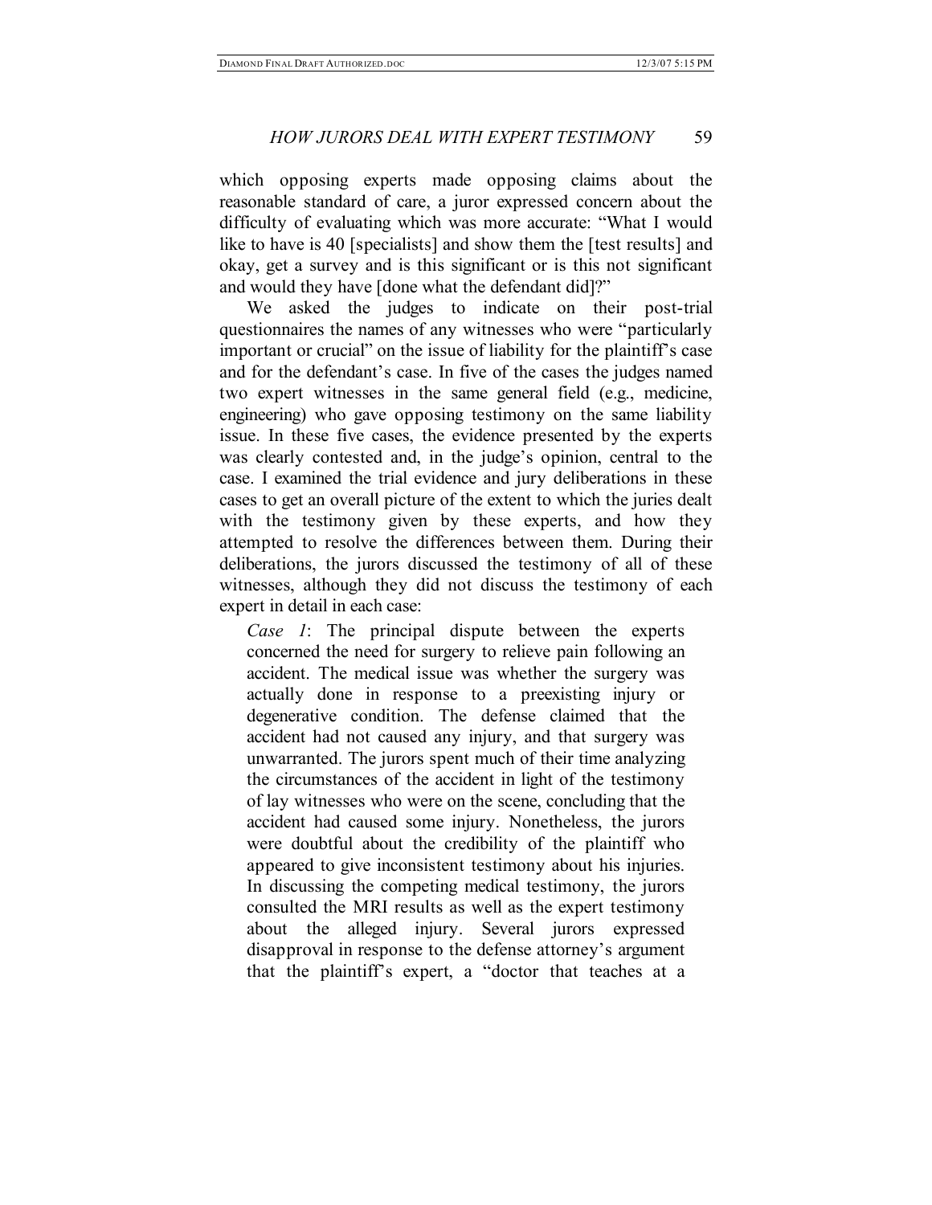which opposing experts made opposing claims about the reasonable standard of care, a juror expressed concern about the difficulty of evaluating which was more accurate: "What I would like to have is 40 [specialists] and show them the [test results] and okay, get a survey and is this significant or is this not significant and would they have [done what the defendant did]?"

We asked the judges to indicate on their post-trial questionnaires the names of any witnesses who were "particularly important or crucial" on the issue of liability for the plaintiff's case and for the defendant's case. In five of the cases the judges named two expert witnesses in the same general field (e.g., medicine, engineering) who gave opposing testimony on the same liability issue. In these five cases, the evidence presented by the experts was clearly contested and, in the judge's opinion, central to the case. I examined the trial evidence and jury deliberations in these cases to get an overall picture of the extent to which the juries dealt with the testimony given by these experts, and how they attempted to resolve the differences between them. During their deliberations, the jurors discussed the testimony of all of these witnesses, although they did not discuss the testimony of each expert in detail in each case:

> *Case 1*: The principal dispute between the experts concerned the need for surgery to relieve pain following an accident. The medical issue was whether the surgery was actually done in response to a preexisting injury or degenerative condition. The defense claimed that the accident had not caused any injury, and that surgery was unwarranted. The jurors spent much of their time analyzing the circumstances of the accident in light of the testimony of lay witnesses who were on the scene, concluding that the accident had caused some injury. Nonetheless, the jurors were doubtful about the credibility of the plaintiff who appeared to give inconsistent testimony about his injuries. In discussing the competing medical testimony, the jurors consulted the MRI results as well as the expert testimony about the alleged injury. Several jurors expressed disapproval in response to the defense attorney's argument that the plaintiff's expert, a "doctor that teaches at a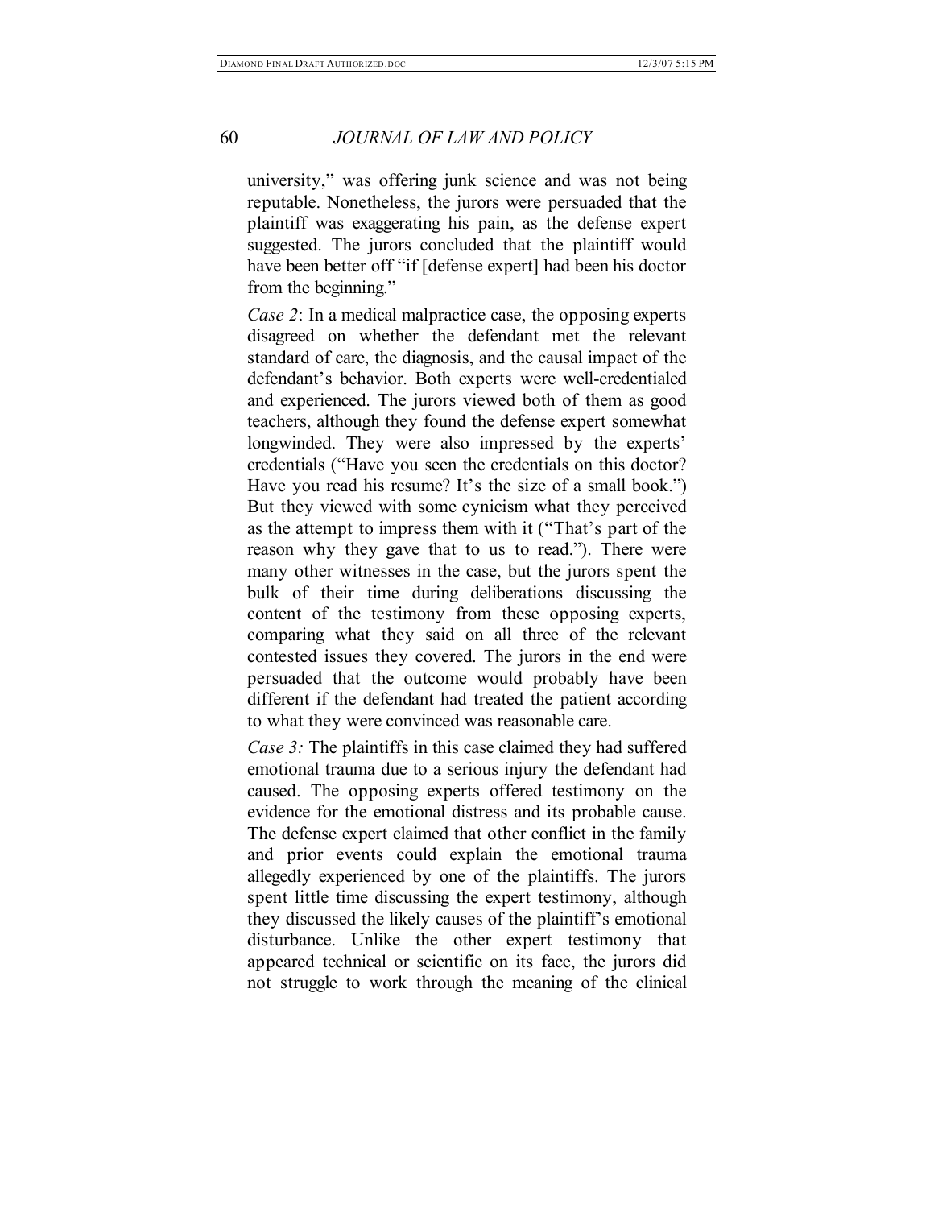university," was offering junk science and was not being reputable. Nonetheless, the jurors were persuaded that the plaintiff was exaggerating his pain, as the defense expert suggested. The jurors concluded that the plaintiff would have been better off "if [defense expert] had been his doctor from the beginning."

*Case 2*: In a medical malpractice case, the opposing experts disagreed on whether the defendant met the relevant standard of care, the diagnosis, and the causal impact of the defendant's behavior. Both experts were well-credentialed and experienced. The jurors viewed both of them as good teachers, although they found the defense expert somewhat longwinded. They were also impressed by the experts' credentials ("Have you seen the credentials on this doctor? Have you read his resume? It's the size of a small book.") But they viewed with some cynicism what they perceived as the attempt to impress them with it ("That's part of the reason why they gave that to us to read."). There were many other witnesses in the case, but the jurors spent the bulk of their time during deliberations discussing the content of the testimony from these opposing experts, comparing what they said on all three of the relevant contested issues they covered. The jurors in the end were persuaded that the outcome would probably have been different if the defendant had treated the patient according to what they were convinced was reasonable care.

*Case 3:* The plaintiffs in this case claimed they had suffered emotional trauma due to a serious injury the defendant had caused. The opposing experts offered testimony on the evidence for the emotional distress and its probable cause. The defense expert claimed that other conflict in the family and prior events could explain the emotional trauma allegedly experienced by one of the plaintiffs. The jurors spent little time discussing the expert testimony, although they discussed the likely causes of the plaintiff's emotional disturbance. Unlike the other expert testimony that appeared technical or scientific on its face, the jurors did not struggle to work through the meaning of the clinical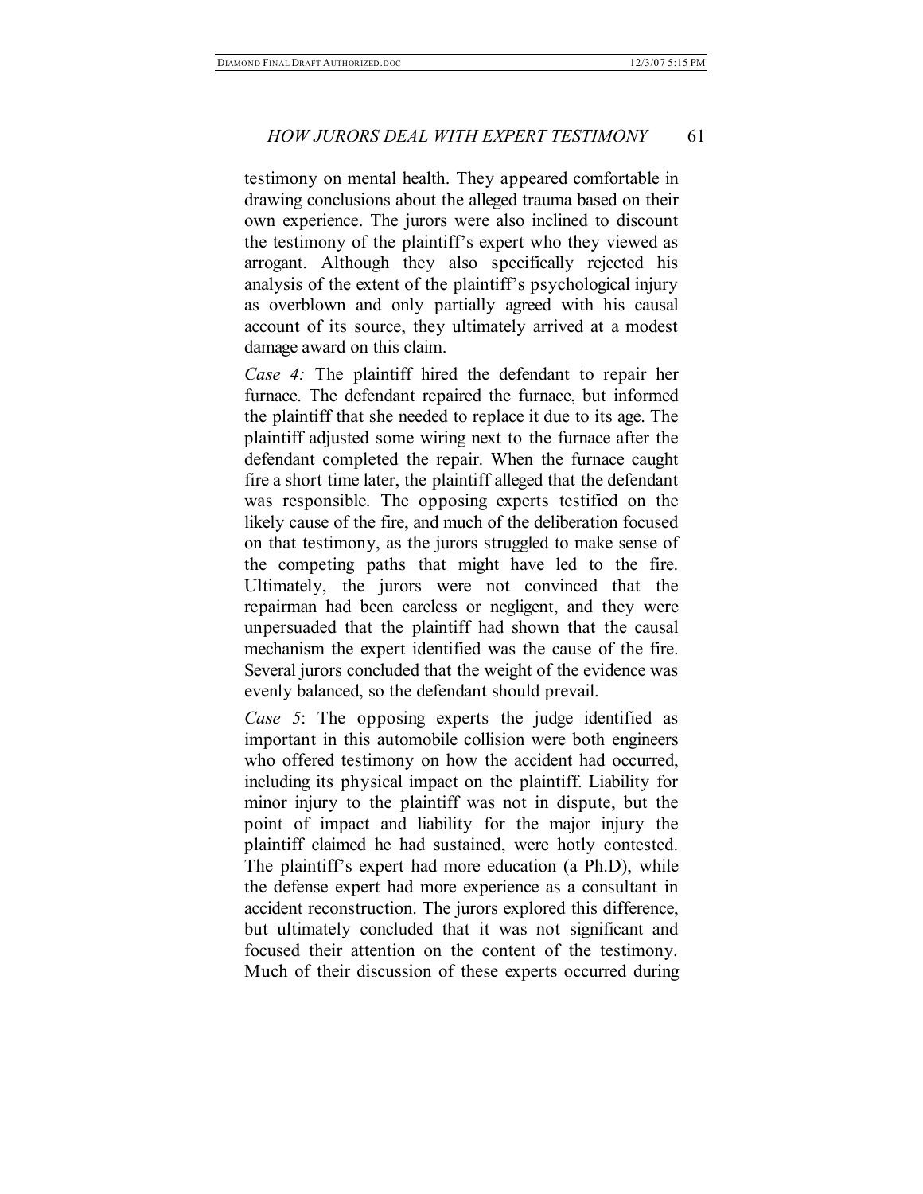testimony on mental health. They appeared comfortable in drawing conclusions about the alleged trauma based on their own experience. The jurors were also inclined to discount the testimony of the plaintiff's expert who they viewed as arrogant. Although they also specifically rejected his analysis of the extent of the plaintiff's psychological injury as overblown and only partially agreed with his causal account of its source, they ultimately arrived at a modest damage award on this claim.

*Case 4:* The plaintiff hired the defendant to repair her furnace. The defendant repaired the furnace, but informed the plaintiff that she needed to replace it due to its age. The plaintiff adjusted some wiring next to the furnace after the defendant completed the repair. When the furnace caught fire a short time later, the plaintiff alleged that the defendant was responsible. The opposing experts testified on the likely cause of the fire, and much of the deliberation focused on that testimony, as the jurors struggled to make sense of the competing paths that might have led to the fire. Ultimately, the jurors were not convinced that the repairman had been careless or negligent, and they were unpersuaded that the plaintiff had shown that the causal mechanism the expert identified was the cause of the fire. Several jurors concluded that the weight of the evidence was evenly balanced, so the defendant should prevail.

*Case 5*: The opposing experts the judge identified as important in this automobile collision were both engineers who offered testimony on how the accident had occurred, including its physical impact on the plaintiff. Liability for minor injury to the plaintiff was not in dispute, but the point of impact and liability for the major injury the plaintiff claimed he had sustained, were hotly contested. The plaintiff's expert had more education (a Ph.D), while the defense expert had more experience as a consultant in accident reconstruction. The jurors explored this difference, but ultimately concluded that it was not significant and focused their attention on the content of the testimony. Much of their discussion of these experts occurred during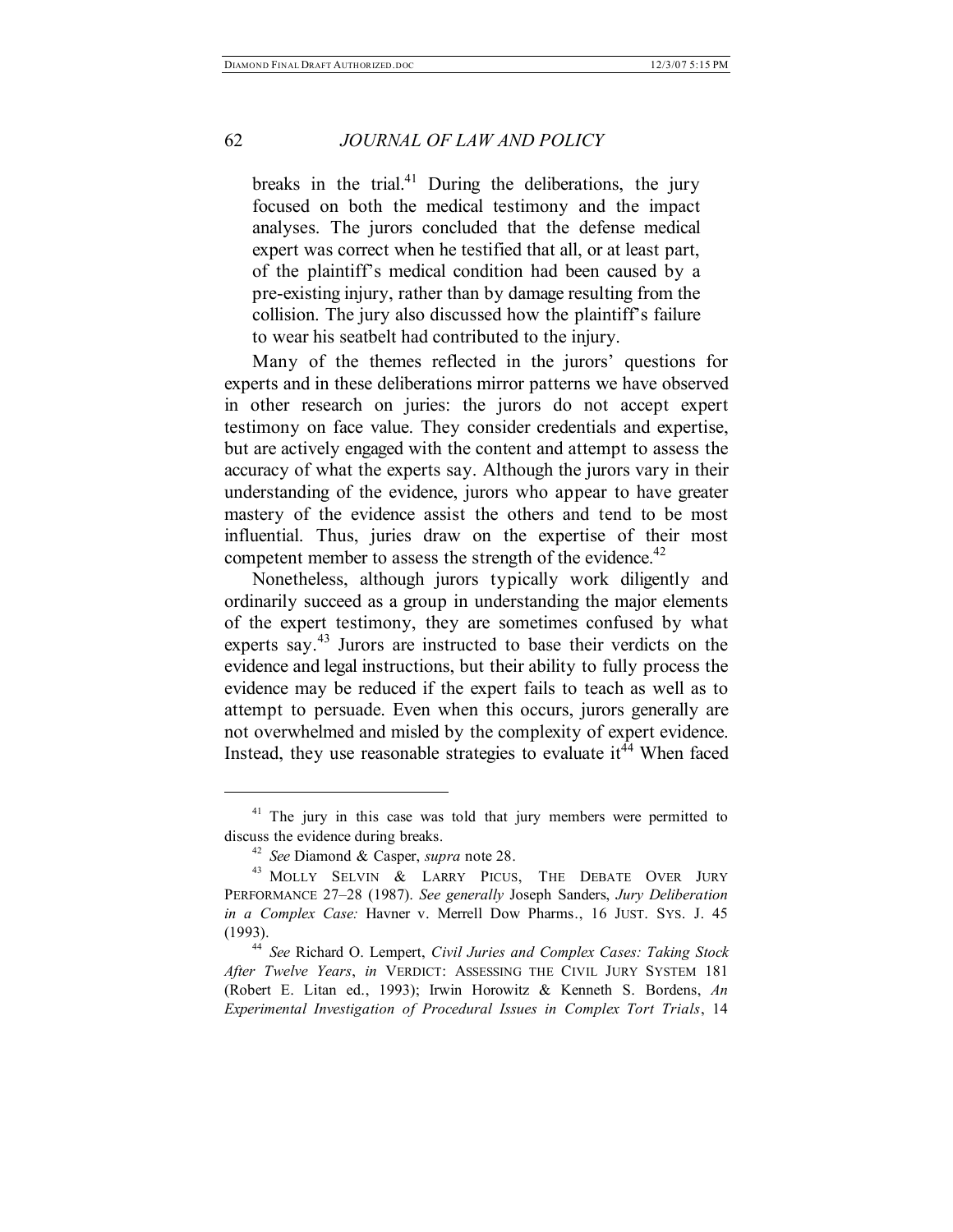> breaks in the trial.[41] During the deliberations, the jury focused on both the medical testimony and the impact analyses. The jurors concluded that the defense medical expert was correct when he testified that all, or at least part, of the plaintiff's medical condition had been caused by a pre-existing injury, rather than by damage resulting from the collision. The jury also discussed how the plaintiff's failure to wear his seatbelt had contributed to the injury.

Many of the themes reflected in the jurors' questions for experts and in these deliberations mirror patterns we have observed in other research on juries: the jurors do not accept expert testimony on face value. They consider credentials and expertise, but are actively engaged with the content and attempt to assess the accuracy of what the experts say. Although the jurors vary in their understanding of the evidence, jurors who appear to have greater mastery of the evidence assist the others and tend to be most influential. Thus, juries draw on the expertise of their most competent member to assess the strength of the evidence.[42]

Nonetheless, although jurors typically work diligently and ordinarily succeed as a group in understanding the major elements of the expert testimony, they are sometimes confused by what experts say.[43] Jurors are instructed to base their verdicts on the evidence and legal instructions, but their ability to fully process the evidence may be reduced if the expert fails to teach as well as to attempt to persuade. Even when this occurs, jurors generally are not overwhelmed and misled by the complexity of expert evidence. Instead, they use reasonable strategies to evaluate it[44] When faced

---

[41] The jury in this case was told that jury members were permitted to discuss the evidence during breaks.

[42] *See* Diamond & Casper, *supra* note 28.

[43] MOLLY SELVIN & LARRY PICUS, THE DEBATE OVER JURY PERFORMANCE 27–28 (1987). *See generally* Joseph Sanders, *Jury Deliberation in a Complex Case:* Havner v. Merrell Dow Pharms., 16 JUST. SYS. J. 45 (1993).

[44] *See* Richard O. Lempert, *Civil Juries and Complex Cases: Taking Stock After Twelve Years*, *in* VERDICT: ASSESSING THE CIVIL JURY SYSTEM 181 (Robert E. Litan ed., 1993); Irwin Horowitz & Kenneth S. Bordens, *An Experimental Investigation of Procedural Issues in Complex Tort Trials*, 14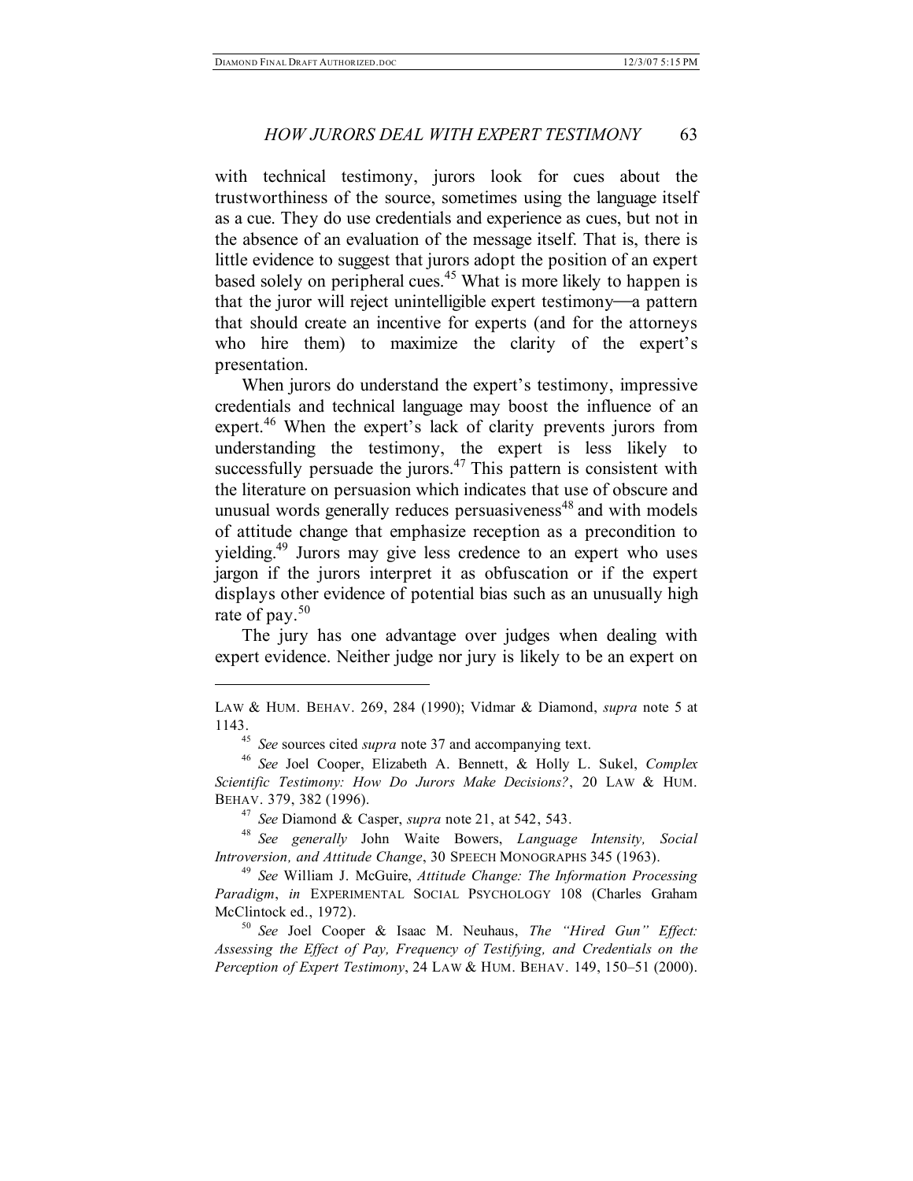with technical testimony, jurors look for cues about the trustworthiness of the source, sometimes using the language itself as a cue. They do use credentials and experience as cues, but not in the absence of an evaluation of the message itself. That is, there is little evidence to suggest that jurors adopt the position of an expert based solely on peripheral cues.[45] What is more likely to happen is that the juror will reject unintelligible expert testimony—a pattern that should create an incentive for experts (and for the attorneys who hire them) to maximize the clarity of the expert's presentation.

When jurors do understand the expert's testimony, impressive credentials and technical language may boost the influence of an expert.[46] When the expert's lack of clarity prevents jurors from understanding the testimony, the expert is less likely to successfully persuade the jurors.[47] This pattern is consistent with the literature on persuasion which indicates that use of obscure and unusual words generally reduces persuasiveness[48] and with models of attitude change that emphasize reception as a precondition to yielding.[49] Jurors may give less credence to an expert who uses jargon if the jurors interpret it as obfuscation or if the expert displays other evidence of potential bias such as an unusually high rate of pay.[50]

The jury has one advantage over judges when dealing with expert evidence. Neither judge nor jury is likely to be an expert on

---

LAW & HUM. BEHAV. 269, 284 (1990); Vidmar & Diamond, *supra* note 5 at 1143.

[45] *See* sources cited *supra* note 37 and accompanying text.

[46] *See* Joel Cooper, Elizabeth A. Bennett, & Holly L. Sukel, *Complex Scientific Testimony: How Do Jurors Make Decisions?*, 20 LAW & HUM. BEHAV. 379, 382 (1996).

[47] *See* Diamond & Casper, *supra* note 21, at 542, 543.

[48] *See generally* John Waite Bowers, *Language Intensity, Social Introversion, and Attitude Change*, 30 SPEECH MONOGRAPHS 345 (1963).

[49] *See* William J. McGuire, *Attitude Change: The Information Processing Paradigm*, *in* EXPERIMENTAL SOCIAL PSYCHOLOGY 108 (Charles Graham McClintock ed., 1972).

[50] *See* Joel Cooper & Isaac M. Neuhaus, *The "Hired Gun" Effect: Assessing the Effect of Pay, Frequency of Testifying, and Credentials on the Perception of Expert Testimony*, 24 LAW & HUM. BEHAV. 149, 150–51 (2000).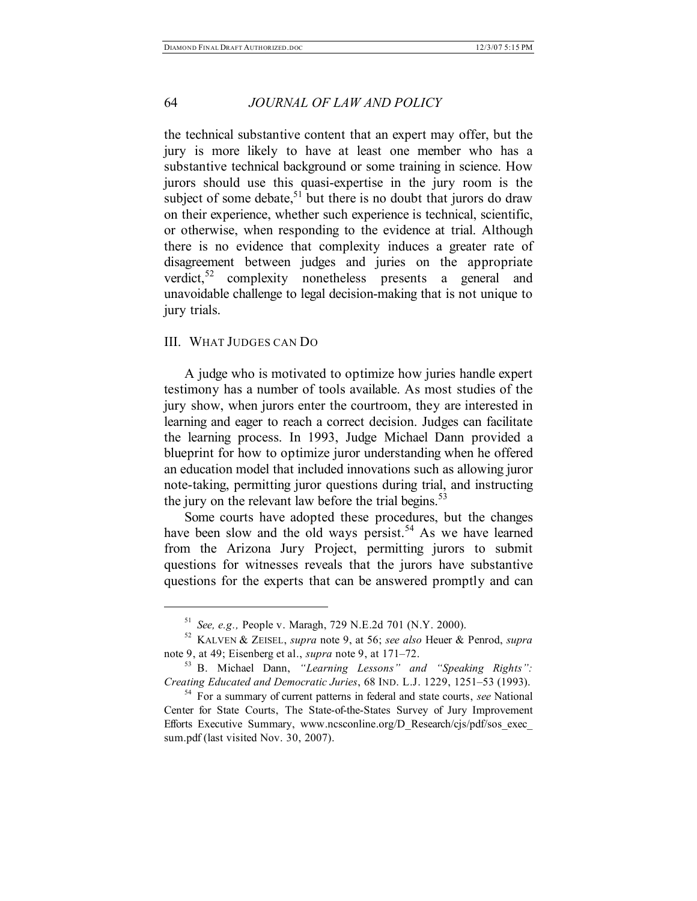the technical substantive content that an expert may offer, but the jury is more likely to have at least one member who has a substantive technical background or some training in science. How jurors should use this quasi-expertise in the jury room is the subject of some debate,[51] but there is no doubt that jurors do draw on their experience, whether such experience is technical, scientific, or otherwise, when responding to the evidence at trial. Although there is no evidence that complexity induces a greater rate of disagreement between judges and juries on the appropriate verdict,[52] complexity nonetheless presents a general and unavoidable challenge to legal decision-making that is not unique to jury trials.

## III. WHAT JUDGES CAN DO

A judge who is motivated to optimize how juries handle expert testimony has a number of tools available. As most studies of the jury show, when jurors enter the courtroom, they are interested in learning and eager to reach a correct decision. Judges can facilitate the learning process. In 1993, Judge Michael Dann provided a blueprint for how to optimize juror understanding when he offered an education model that included innovations such as allowing juror note-taking, permitting juror questions during trial, and instructing the jury on the relevant law before the trial begins.[53]

Some courts have adopted these procedures, but the changes have been slow and the old ways persist.[54] As we have learned from the Arizona Jury Project, permitting jurors to submit questions for witnesses reveals that the jurors have substantive questions for the experts that can be answered promptly and can

---

[51] *See, e.g.,* People v. Maragh, 729 N.E.2d 701 (N.Y. 2000).

[52] KALVEN & ZEISEL, *supra* note 9, at 56; *see also* Heuer & Penrod, *supra* note 9, at 49; Eisenberg et al., *supra* note 9, at 171–72.

[53] B. Michael Dann, *"Learning Lessons" and "Speaking Rights": Creating Educated and Democratic Juries*, 68 IND. L.J. 1229, 1251–53 (1993).

[54] For a summary of current patterns in federal and state courts, *see* National Center for State Courts, The State-of-the-States Survey of Jury Improvement Efforts Executive Summary, www.ncsconline.org/D_Research/cjs/pdf/sos_exec_sum.pdf (last visited Nov. 30, 2007).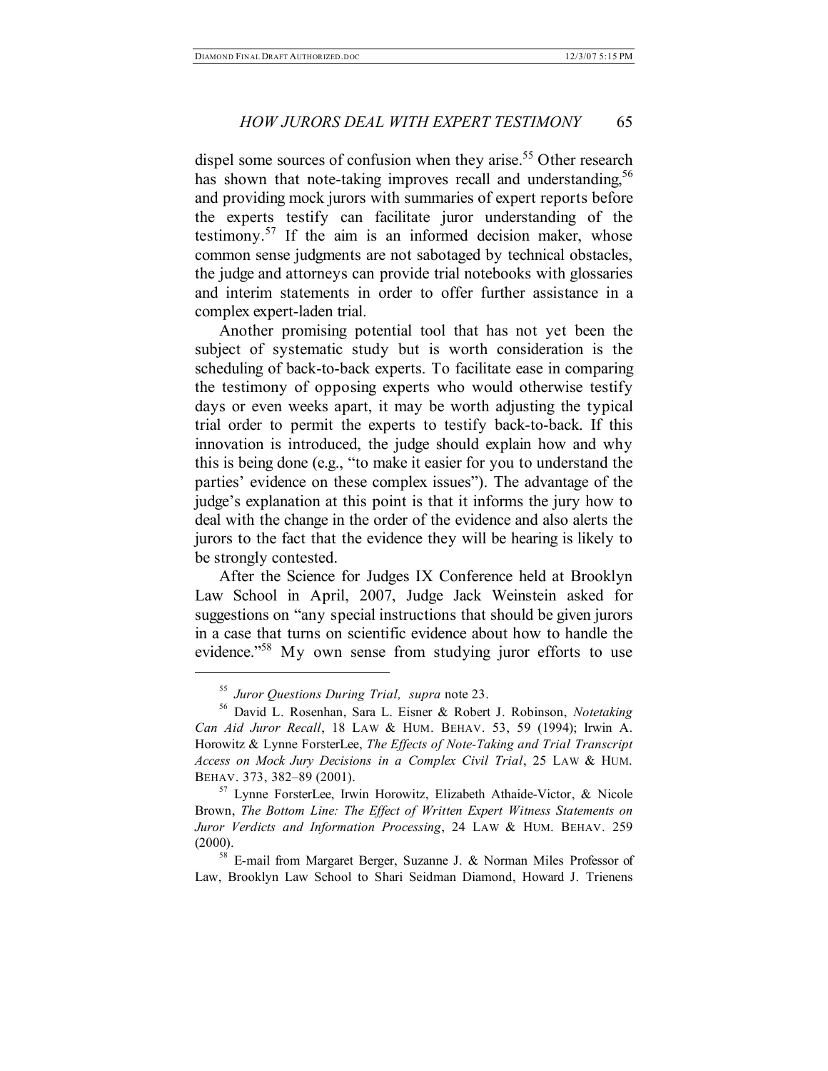dispel some sources of confusion when they arise.[55] Other research has shown that note-taking improves recall and understanding,[56] and providing mock jurors with summaries of expert reports before the experts testify can facilitate juror understanding of the testimony.[57] If the aim is an informed decision maker, whose common sense judgments are not sabotaged by technical obstacles, the judge and attorneys can provide trial notebooks with glossaries and interim statements in order to offer further assistance in a complex expert-laden trial.

Another promising potential tool that has not yet been the subject of systematic study but is worth consideration is the scheduling of back-to-back experts. To facilitate ease in comparing the testimony of opposing experts who would otherwise testify days or even weeks apart, it may be worth adjusting the typical trial order to permit the experts to testify back-to-back. If this innovation is introduced, the judge should explain how and why this is being done (e.g., "to make it easier for you to understand the parties' evidence on these complex issues"). The advantage of the judge's explanation at this point is that it informs the jury how to deal with the change in the order of the evidence and also alerts the jurors to the fact that the evidence they will be hearing is likely to be strongly contested.

After the Science for Judges IX Conference held at Brooklyn Law School in April, 2007, Judge Jack Weinstein asked for suggestions on "any special instructions that should be given jurors in a case that turns on scientific evidence about how to handle the evidence."[58] My own sense from studying juror efforts to use

---

[55] *Juror Questions During Trial*, *supra* note 23.

[56] David L. Rosenhan, Sara L. Eisner & Robert J. Robinson, *Notetaking Can Aid Juror Recall*, 18 LAW & HUM. BEHAV. 53, 59 (1994); Irwin A. Horowitz & Lynne ForsterLee, *The Effects of Note-Taking and Trial Transcript Access on Mock Jury Decisions in a Complex Civil Trial*, 25 LAW & HUM. BEHAV. 373, 382–89 (2001).

[57] Lynne ForsterLee, Irwin Horowitz, Elizabeth Athaide-Victor, & Nicole Brown, *The Bottom Line: The Effect of Written Expert Witness Statements on Juror Verdicts and Information Processing*, 24 LAW & HUM. BEHAV. 259 (2000).

[58] E-mail from Margaret Berger, Suzanne J. & Norman Miles Professor of Law, Brooklyn Law School to Shari Seidman Diamond, Howard J. Trienens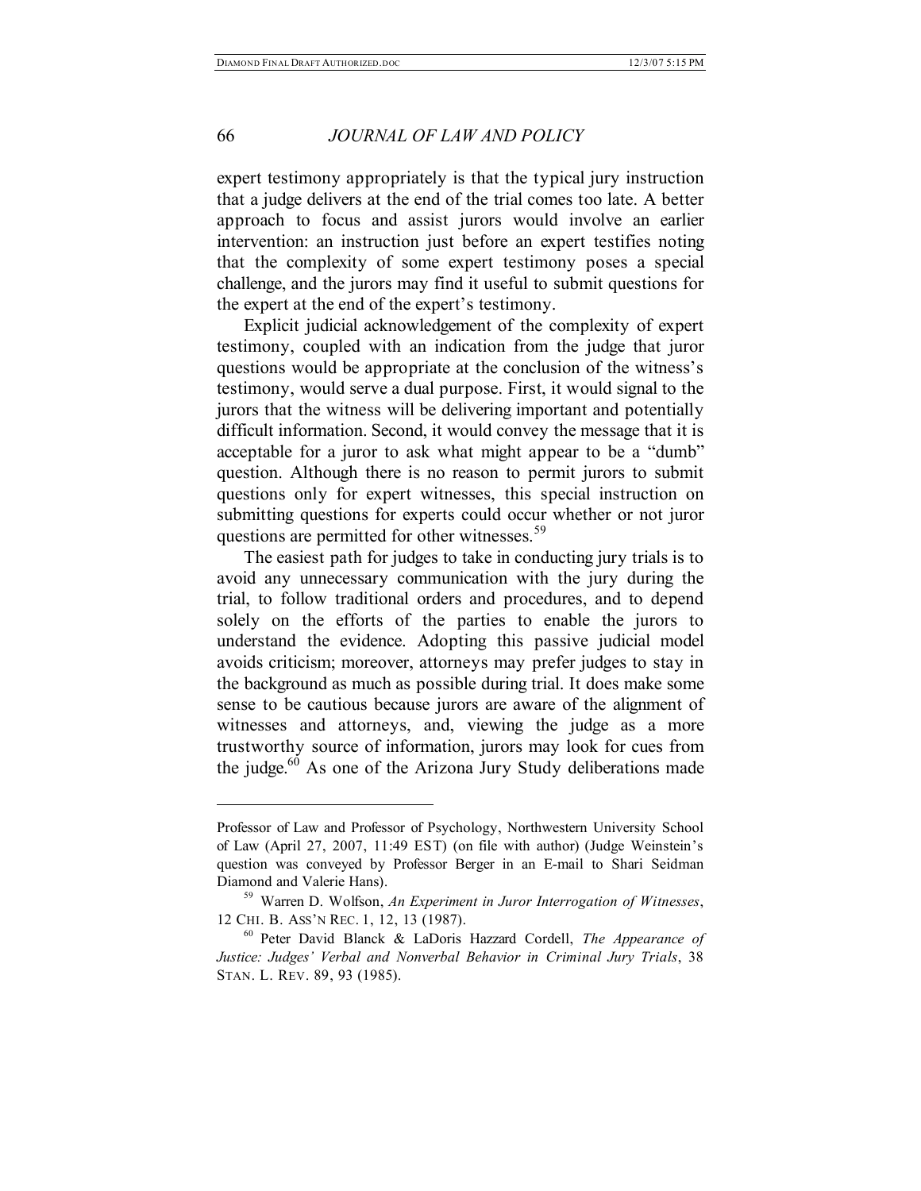expert testimony appropriately is that the typical jury instruction that a judge delivers at the end of the trial comes too late. A better approach to focus and assist jurors would involve an earlier intervention: an instruction just before an expert testifies noting that the complexity of some expert testimony poses a special challenge, and the jurors may find it useful to submit questions for the expert at the end of the expert's testimony.

Explicit judicial acknowledgement of the complexity of expert testimony, coupled with an indication from the judge that juror questions would be appropriate at the conclusion of the witness's testimony, would serve a dual purpose. First, it would signal to the jurors that the witness will be delivering important and potentially difficult information. Second, it would convey the message that it is acceptable for a juror to ask what might appear to be a "dumb" question. Although there is no reason to permit jurors to submit questions only for expert witnesses, this special instruction on submitting questions for experts could occur whether or not juror questions are permitted for other witnesses.[59]

The easiest path for judges to take in conducting jury trials is to avoid any unnecessary communication with the jury during the trial, to follow traditional orders and procedures, and to depend solely on the efforts of the parties to enable the jurors to understand the evidence. Adopting this passive judicial model avoids criticism; moreover, attorneys may prefer judges to stay in the background as much as possible during trial. It does make some sense to be cautious because jurors are aware of the alignment of witnesses and attorneys, and, viewing the judge as a more trustworthy source of information, jurors may look for cues from the judge.[60] As one of the Arizona Jury Study deliberations made

---

Professor of Law and Professor of Psychology, Northwestern University School of Law (April 27, 2007, 11:49 EST) (on file with author) (Judge Weinstein's question was conveyed by Professor Berger in an E-mail to Shari Seidman Diamond and Valerie Hans).

[59] Warren D. Wolfson, *An Experiment in Juror Interrogation of Witnesses*, 12 CHI. B. ASS'N REC. 1, 12, 13 (1987).

[60] Peter David Blanck & LaDoris Hazzard Cordell, *The Appearance of Justice: Judges' Verbal and Nonverbal Behavior in Criminal Jury Trials*, 38 STAN. L. REV. 89, 93 (1985).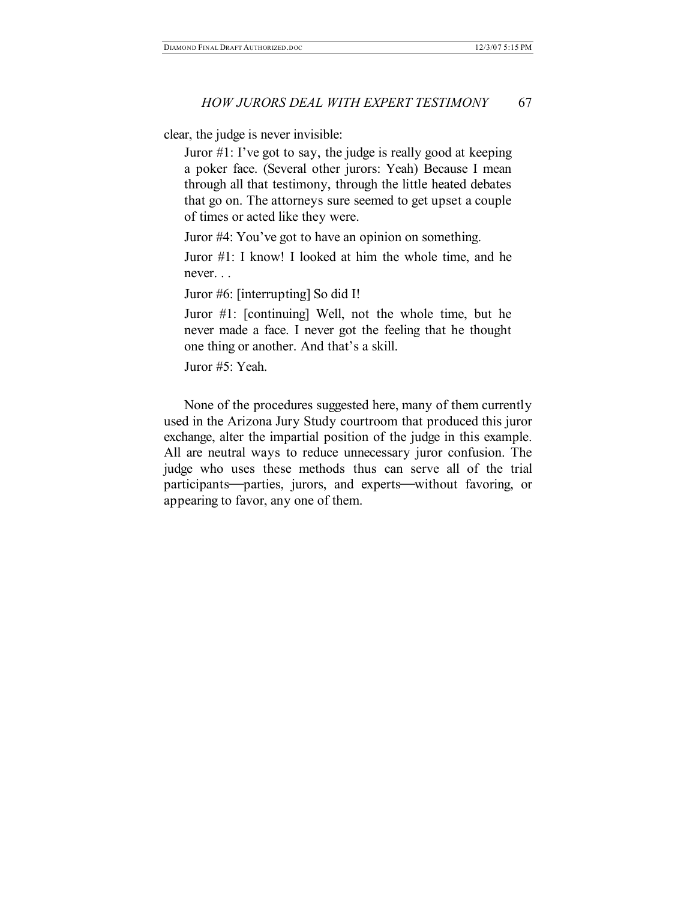clear, the judge is never invisible:

> Juror #1: I've got to say, the judge is really good at keeping a poker face. (Several other jurors: Yeah) Because I mean through all that testimony, through the little heated debates that go on. The attorneys sure seemed to get upset a couple of times or acted like they were.
>
> Juror #4: You've got to have an opinion on something.
>
> Juror #1: I know! I looked at him the whole time, and he never. . .
>
> Juror #6: [interrupting] So did I!
>
> Juror #1: [continuing] Well, not the whole time, but he never made a face. I never got the feeling that he thought one thing or another. And that's a skill.
>
> Juror #5: Yeah.

None of the procedures suggested here, many of them currently used in the Arizona Jury Study courtroom that produced this juror exchange, alter the impartial position of the judge in this example. All are neutral ways to reduce unnecessary juror confusion. The judge who uses these methods thus can serve all of the trial participants—parties, jurors, and experts—without favoring, or appearing to favor, any one of them.